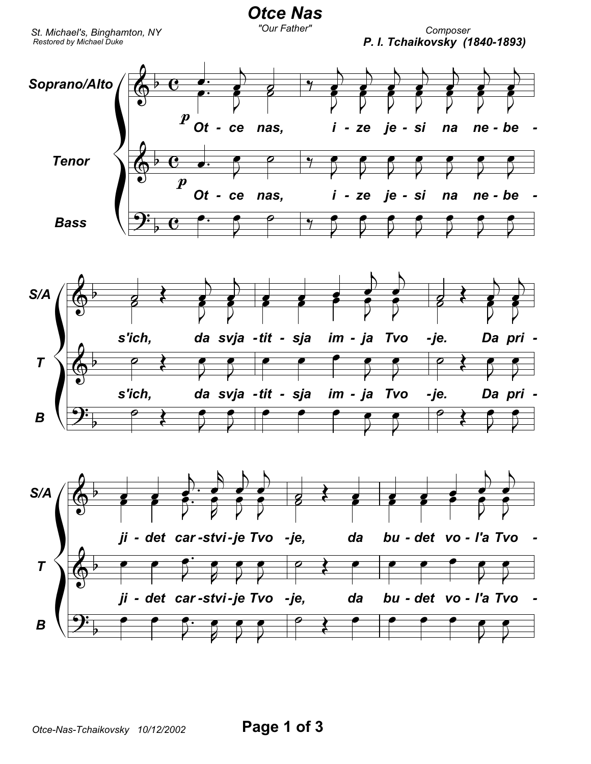# Otce Nas

*"Our Father"*

St. Michael's, Binghamton, NY
Restored by Michael Duke

Composer
**P. I. Tchaikovsky (1840-1893)**

Soprano/Alto, Tenor, Bass

*p*

Ot - ce nas, i - ze je - si na ne - be - s'ich, da svja - tit - sja im - ja Tvo - je. Da pri - ji - det car - stvi - je Tvo - je, da bu - det vo - l'a Tvo -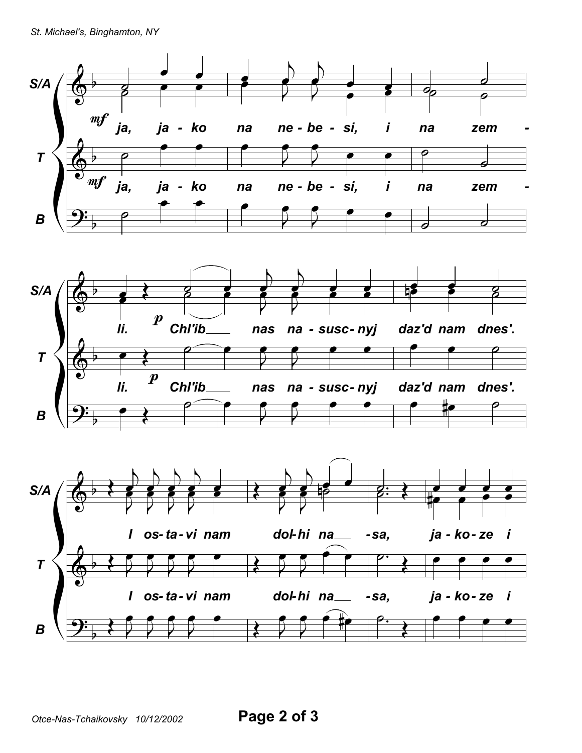ja, ja - ko na ne - be - si, i na zem - li. Chl'ib___ nas na - susc - nyj daz'd nam dnes'.

I os - ta - vi nam dol - hi na___ - sa, ja - ko - ze i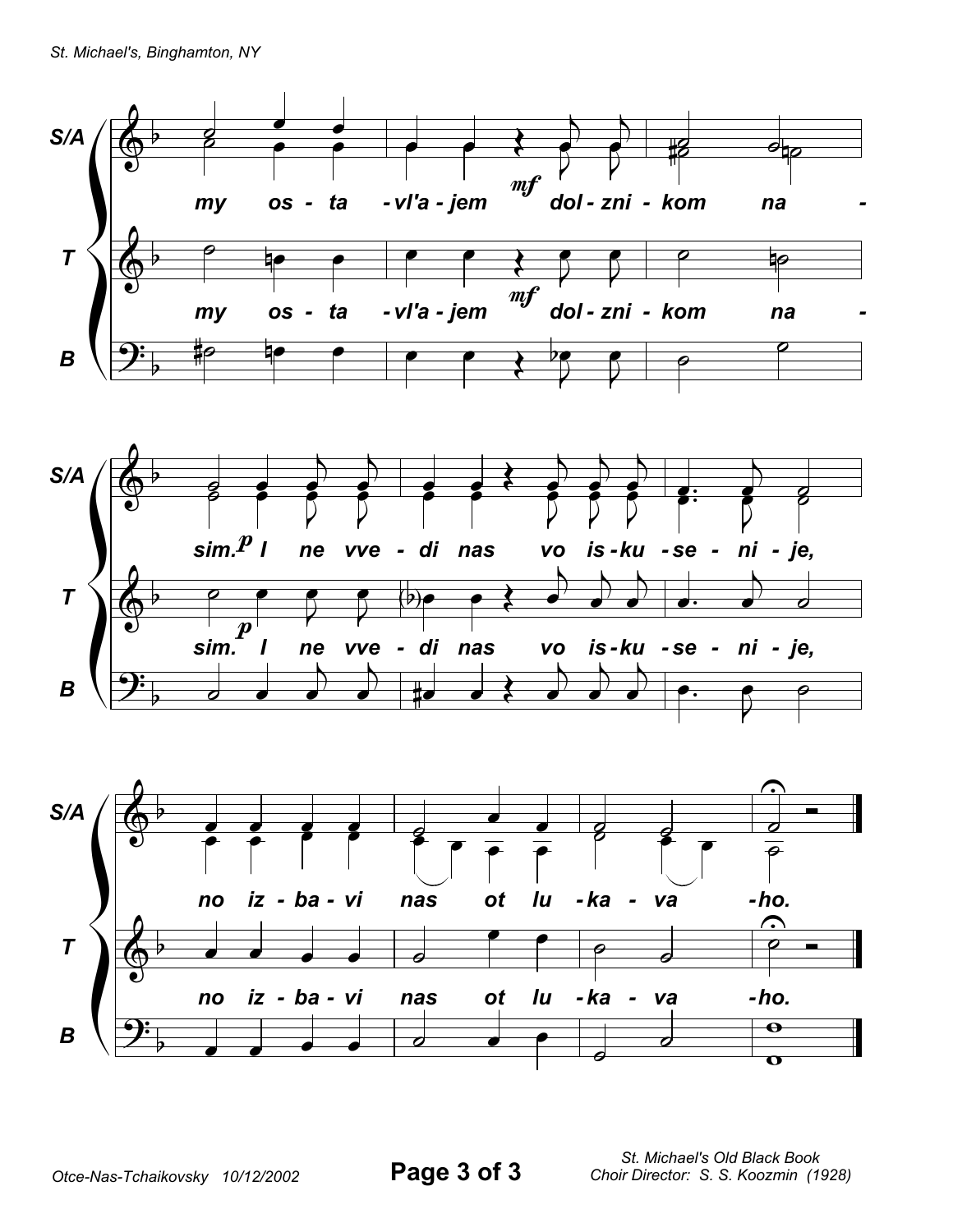S/A

my os - ta - vl'a - jem *mf* dol - zni - kom na - sim. *p* I ne vve - di nas vo is - ku - se - ni - je, no iz - ba - vi nas ot lu - ka - va - ho.

T

my os - ta - vl'a - jem *mf* dol - zni - kom na - sim. *p* I ne vve - di nas vo is - ku - se - ni - je, no iz - ba - vi nas ot lu - ka - va - ho.

B